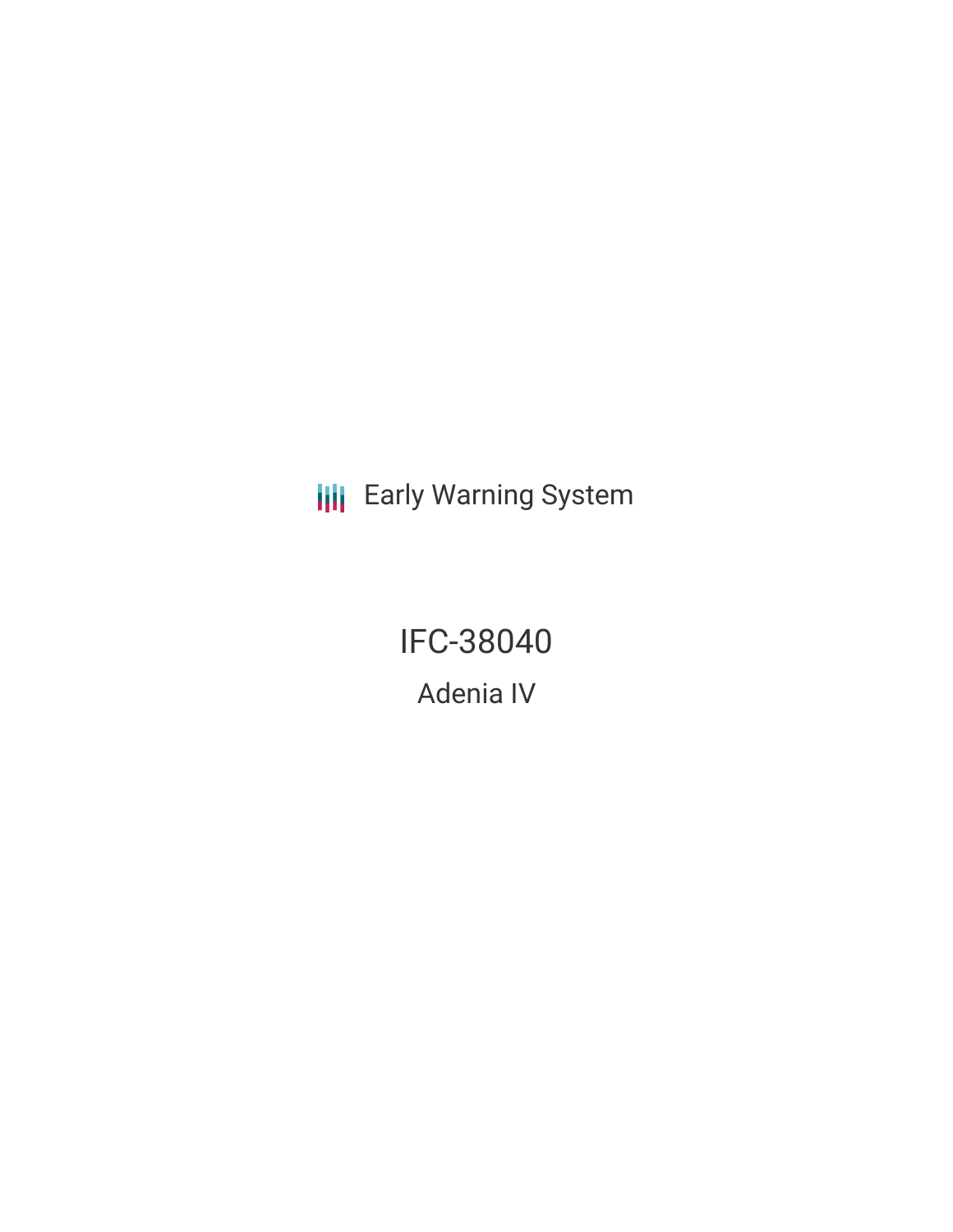Early Warning System

# IFC-38040

## Adenia IV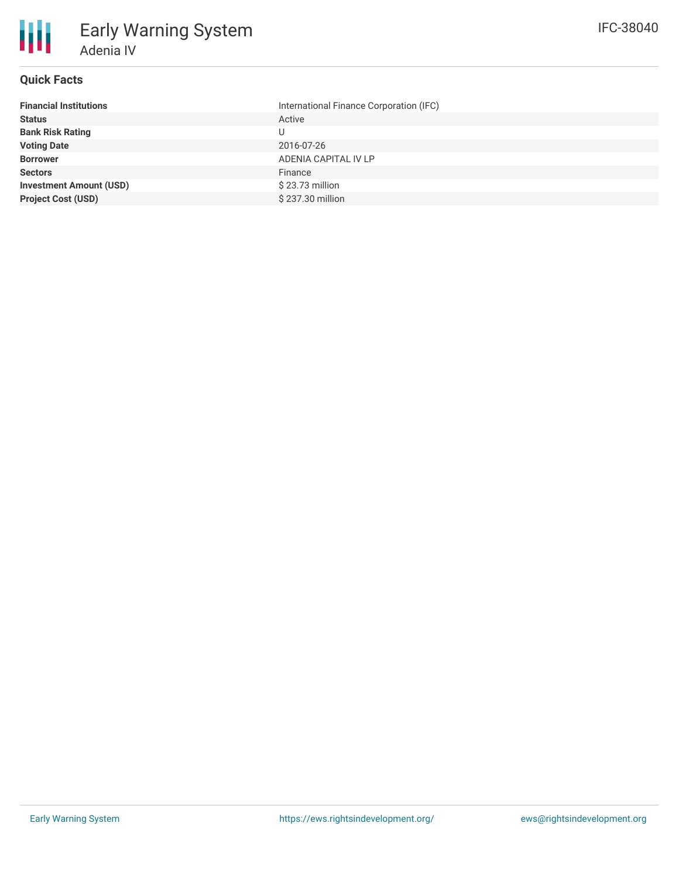# Early Warning System

## Adenia IV

IFC-38040

### Quick Facts

| | |
|---|---|
| **Financial Institutions** | International Finance Corporation (IFC) |
| **Status** | Active |
| **Bank Risk Rating** | U |
| **Voting Date** | 2016-07-26 |
| **Borrower** | ADENIA CAPITAL IV LP |
| **Sectors** | Finance |
| **Investment Amount (USD)** | $ 23.73 million |
| **Project Cost (USD)** | $ 237.30 million |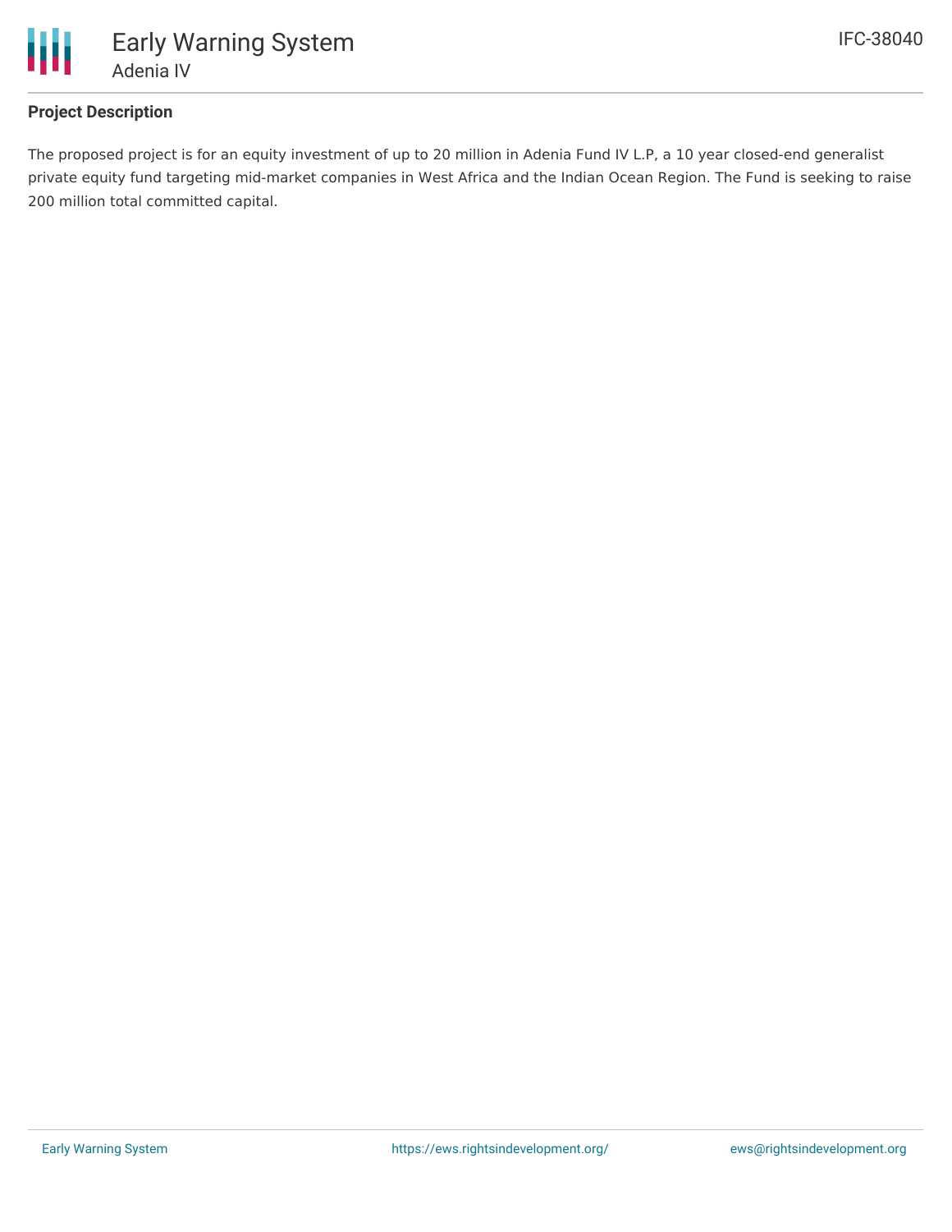## Project Description

The proposed project is for an equity investment of up to 20 million in Adenia Fund IV L.P, a 10 year closed-end generalist private equity fund targeting mid-market companies in West Africa and the Indian Ocean Region. The Fund is seeking to raise 200 million total committed capital.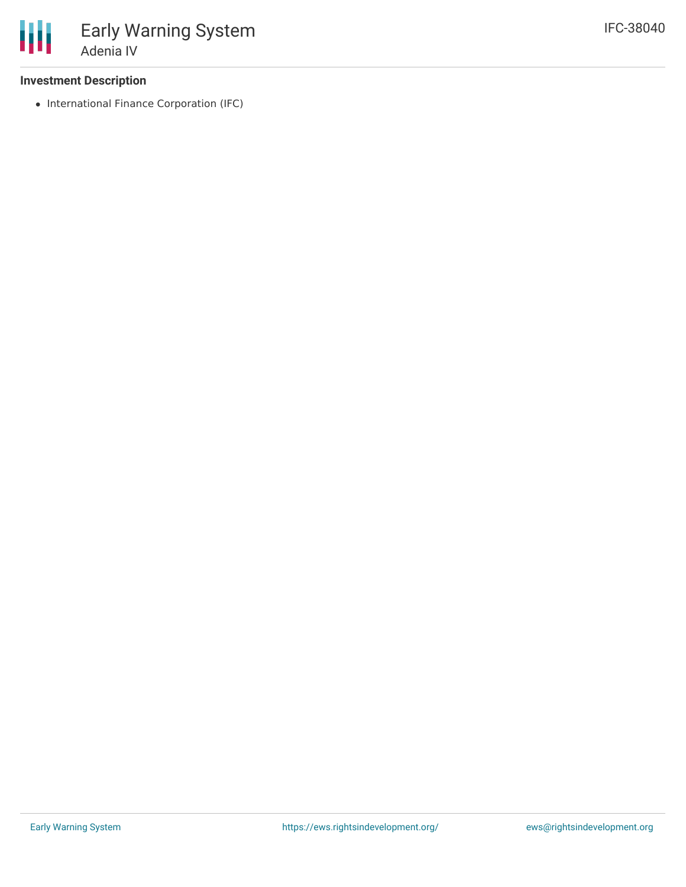### Investment Description

- International Finance Corporation (IFC)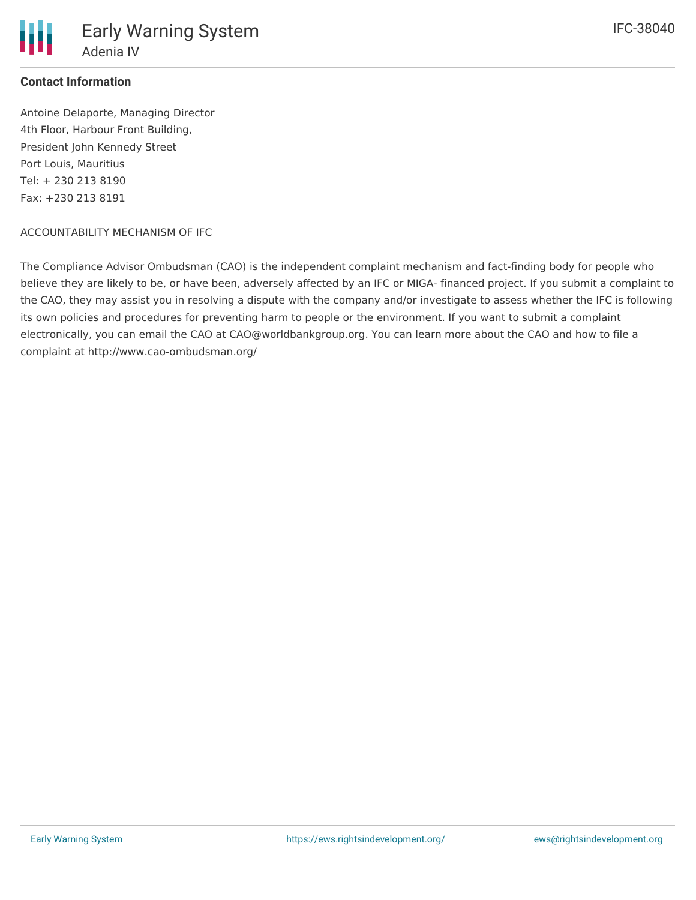### Contact Information

Antoine Delaporte, Managing Director
4th Floor, Harbour Front Building,
President John Kennedy Street
Port Louis, Mauritius
Tel: + 230 213 8190
Fax: +230 213 8191

ACCOUNTABILITY MECHANISM OF IFC

The Compliance Advisor Ombudsman (CAO) is the independent complaint mechanism and fact-finding body for people who believe they are likely to be, or have been, adversely affected by an IFC or MIGA- financed project. If you submit a complaint to the CAO, they may assist you in resolving a dispute with the company and/or investigate to assess whether the IFC is following its own policies and procedures for preventing harm to people or the environment. If you want to submit a complaint electronically, you can email the CAO at CAO@worldbankgroup.org. You can learn more about the CAO and how to file a complaint at http://www.cao-ombudsman.org/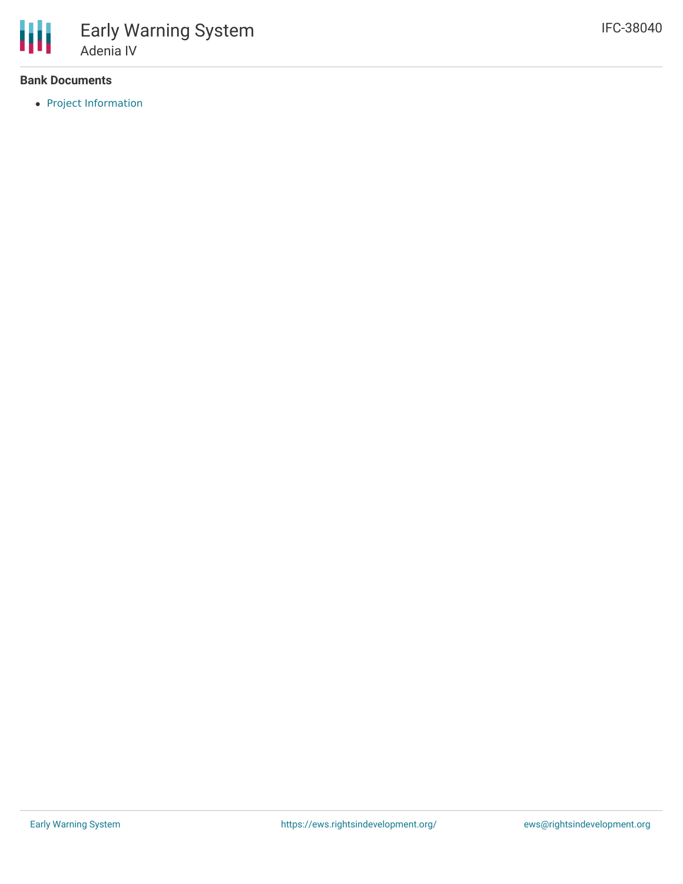**Bank Documents**

- Project Information